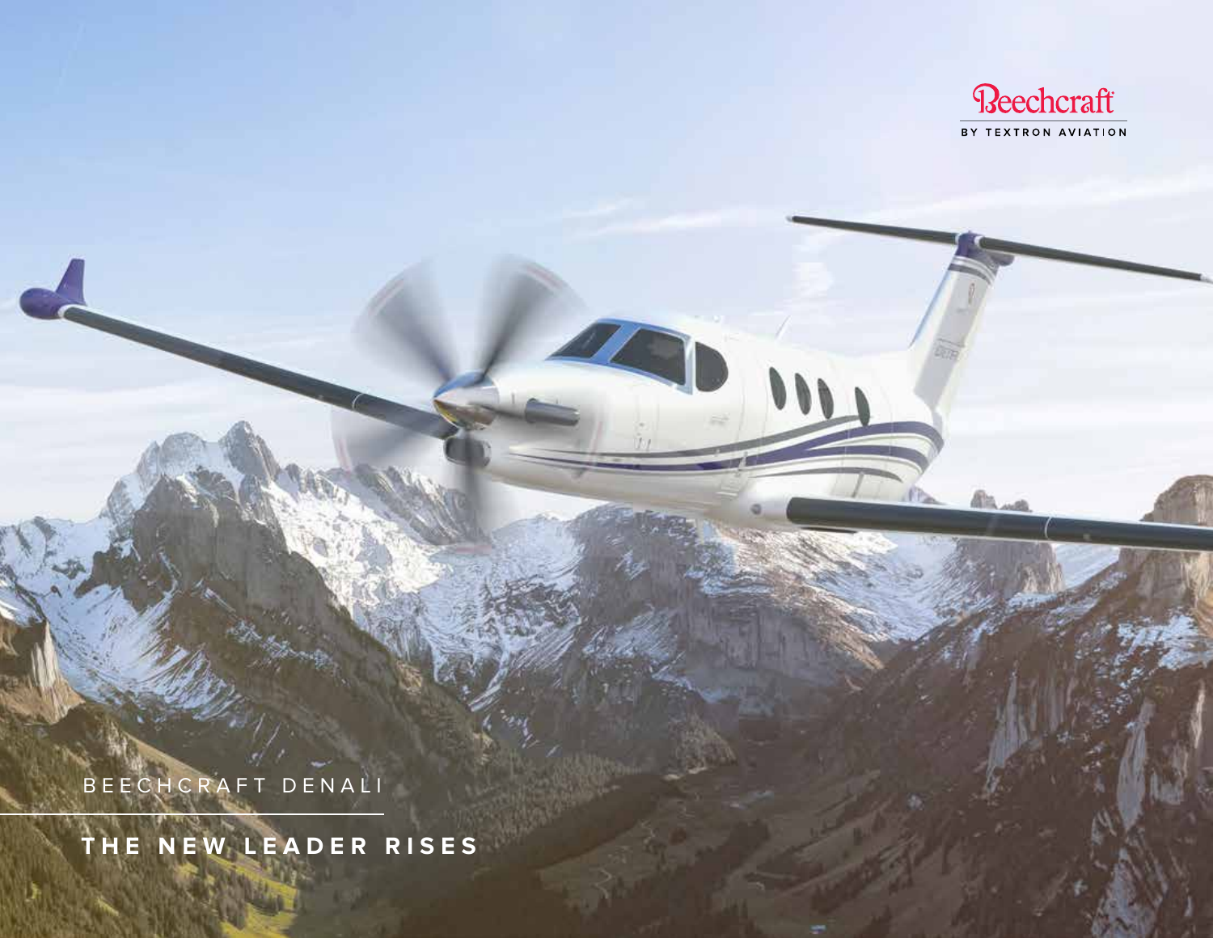Beechcraft

BY TEXTRON AVIATION

BEECHCRAFT DENALI

# THE NEW LEADER RISES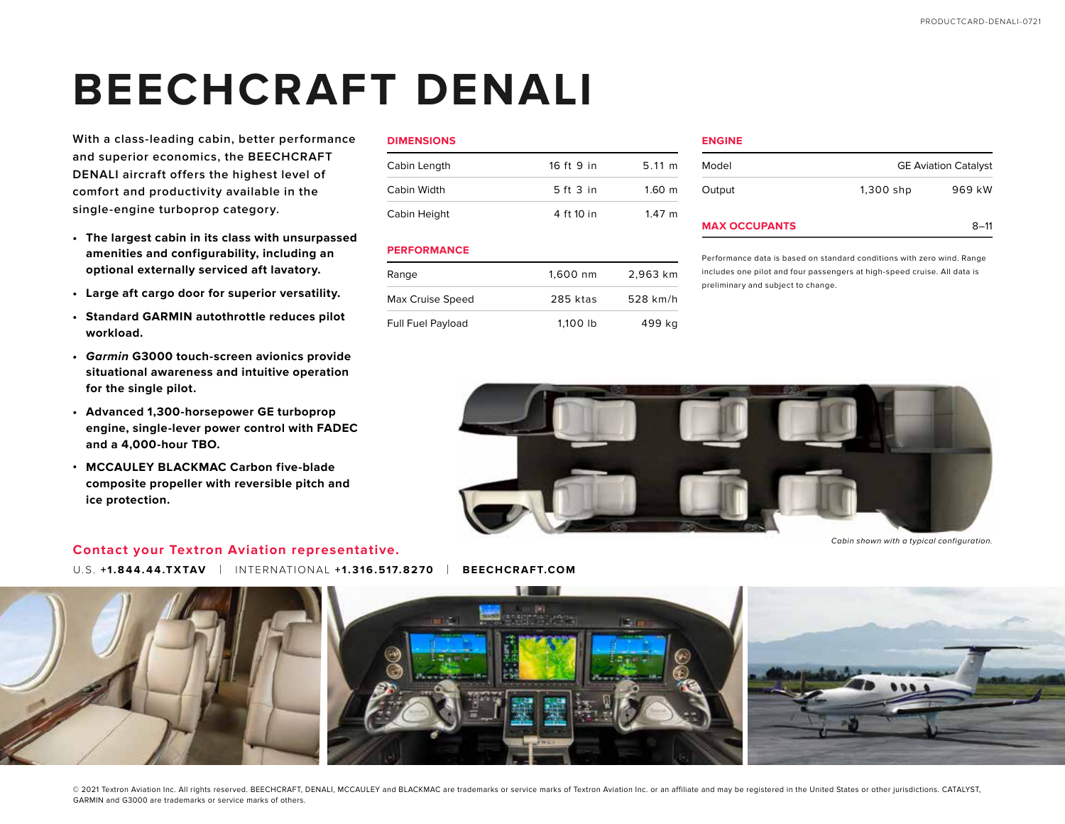# BEECHCRAFT DENALI

With a class-leading cabin, better performance and superior economics, the BEECHCRAFT DENALI aircraft offers the highest level of comfort and productivity available in the single-engine turboprop category.

- **The largest cabin in its class with unsurpassed amenities and configurability, including an optional externally serviced aft lavatory.**
- **Large aft cargo door for superior versatility.**
- **Standard GARMIN autothrottle reduces pilot workload.**
- ***Garmin* G3000 touch-screen avionics provide situational awareness and intuitive operation for the single pilot.**
- **Advanced 1,300-horsepower GE turboprop engine, single-lever power control with FADEC and a 4,000-hour TBO.**
- **MCCAULEY BLACKMAC Carbon five-blade composite propeller with reversible pitch and ice protection.**

## DIMENSIONS

| | | |
|---|---|---|
| Cabin Length | 16 ft 9 in | 5.11 m |
| Cabin Width | 5 ft 3 in | 1.60 m |
| Cabin Height | 4 ft 10 in | 1.47 m |

## PERFORMANCE

| | | |
|---|---|---|
| Range | 1,600 nm | 2,963 km |
| Max Cruise Speed | 285 ktas | 528 km/h |
| Full Fuel Payload | 1,100 lb | 499 kg |

## ENGINE

| | | |
|---|---|---|
| Model | GE Aviation Catalyst | |
| Output | 1,300 shp | 969 kW |

## MAX OCCUPANTS 8–11

Performance data is based on standard conditions with zero wind. Range includes one pilot and four passengers at high-speed cruise. All data is preliminary and subject to change.

*Cabin shown with a typical configuration.*

**Contact your Textron Aviation representative.**

U.S. **+1.844.44.TXTAV** | INTERNATIONAL **+1.316.517.8270** | **BEECHCRAFT.COM**

© 2021 Textron Aviation Inc. All rights reserved. BEECHCRAFT, DENALI, MCCAULEY and BLACKMAC are trademarks or service marks of Textron Aviation Inc. or an affiliate and may be registered in the United States or other jurisdictions. CATALYST, GARMIN and G3000 are trademarks or service marks of others.